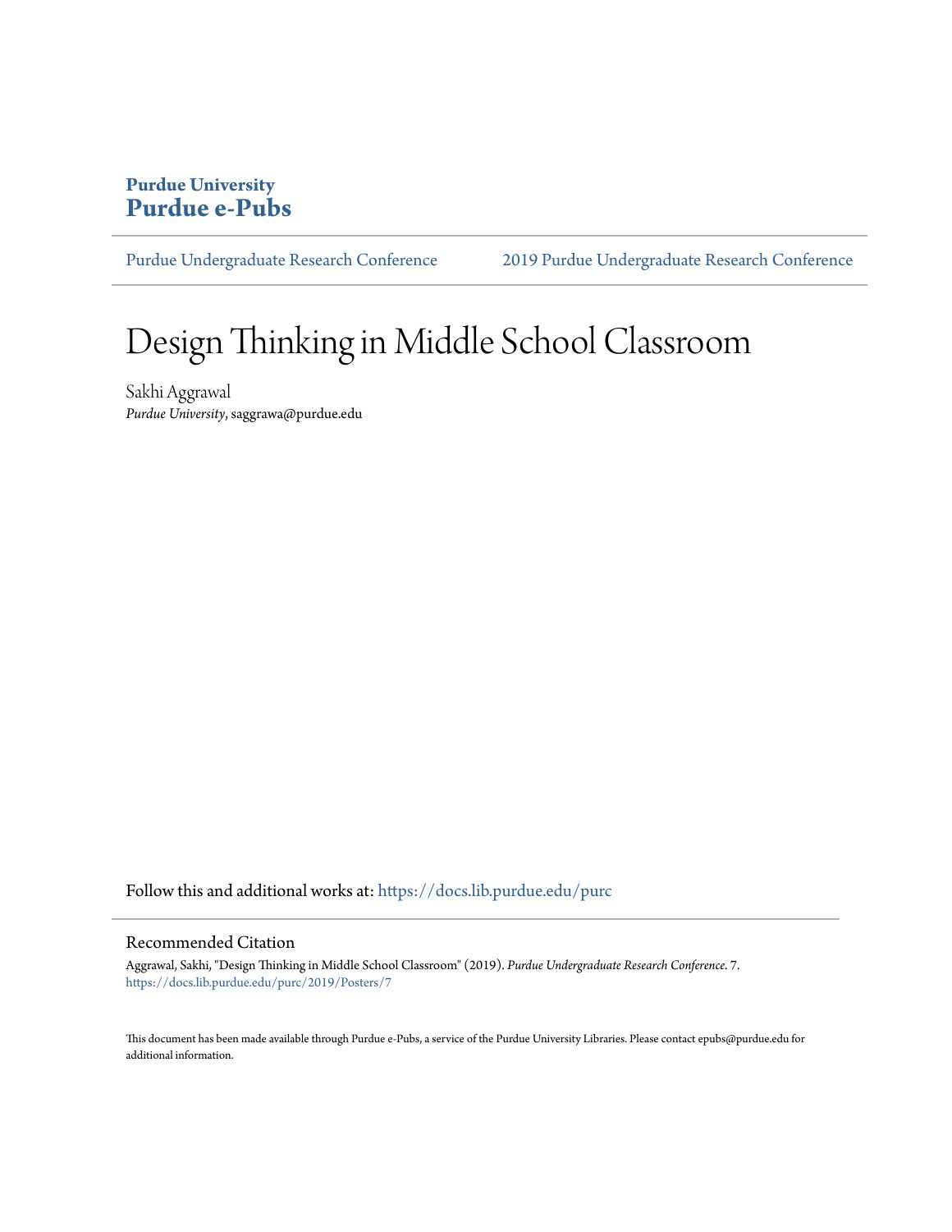**Purdue University**
**Purdue e-Pubs**

Purdue Undergraduate Research Conference 2019 Purdue Undergraduate Research Conference

# Design Thinking in Middle School Classroom

Sakhi Aggrawal
*Purdue University*, saggrawa@purdue.edu

Follow this and additional works at: https://docs.lib.purdue.edu/purc

## Recommended Citation

Aggrawal, Sakhi, "Design Thinking in Middle School Classroom" (2019). *Purdue Undergraduate Research Conference*. 7.
https://docs.lib.purdue.edu/purc/2019/Posters/7

This document has been made available through Purdue e-Pubs, a service of the Purdue University Libraries. Please contact epubs@purdue.edu for additional information.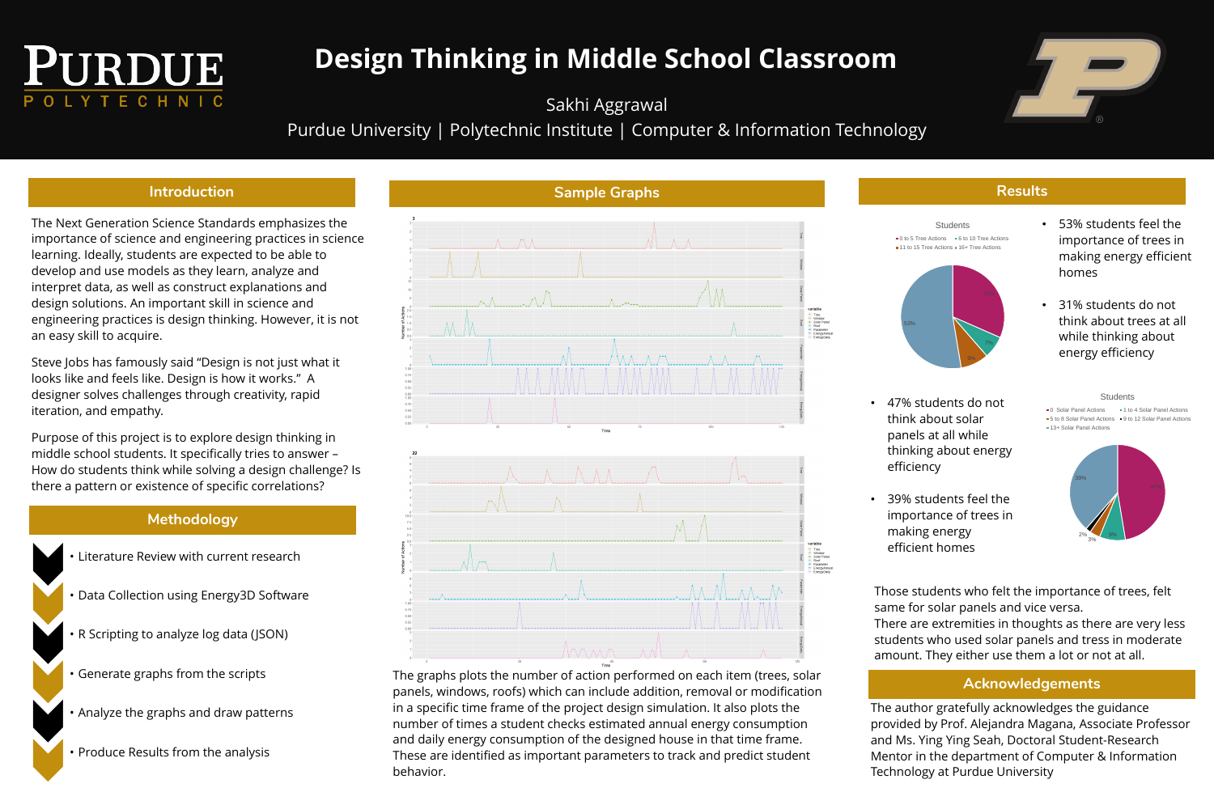# Design Thinking in Middle School Classroom

Sakhi Aggrawal

Purdue University | Polytechnic Institute | Computer & Information Technology

## Introduction

The Next Generation Science Standards emphasizes the importance of science and engineering practices in science learning. Ideally, students are expected to be able to develop and use models as they learn, analyze and interpret data, as well as construct explanations and design solutions. An important skill in science and engineering practices is design thinking. However, it is not an easy skill to acquire.

Steve Jobs has famously said "Design is not just what it looks like and feels like. Design is how it works." A designer solves challenges through creativity, rapid iteration, and empathy.

Purpose of this project is to explore design thinking in middle school students. It specifically tries to answer – How do students think while solving a design challenge? Is there a pattern or existence of specific correlations?

## Methodology

- Literature Review with current research
- Data Collection using Energy3D Software
- R Scripting to analyze log data (JSON)
- Generate graphs from the scripts
- Analyze the graphs and draw patterns
- Produce Results from the analysis

## Sample Graphs

3

Number of Actions

Time

variable: Tree, Window, Solar Panel, Roof, Foundation, EnergyAnnual, EnergyDaily

22

Number of Actions

Time

variable: Tree, Window, Solar Panel, Roof, Foundation, EnergyAnnual, EnergyDaily

The graphs plots the number of action performed on each item (trees, solar panels, windows, roofs) which can include addition, removal or modification in a specific time frame of the project design simulation. It also plots the number of times a student checks estimated annual energy consumption and daily energy consumption of the designed house in that time frame. These are identified as important parameters to track and predict student behavior.

## Results

Students

0 to 5 Tree Actions, 6 to 10 Tree Actions, 11 to 15 Tree Actions, 16+ Tree Actions

53%, 30%, 7%, 9%

- 53% students feel the importance of trees in making energy efficient homes
- 31% students do not think about trees at all while thinking about energy efficiency

Students

0 Solar Panel Actions, 1 to 4 Solar Panel Actions, 5 to 8 Solar Panel Actions, 9 to 12 Solar Panel Actions, 13+ Solar Panel Actions

39%, 47%, 9%, 3%, 2%

- 47% students do not think about solar panels at all while thinking about energy efficiency
- 39% students feel the importance of trees in making energy efficient homes

Those students who felt the importance of trees, felt same for solar panels and vice versa.
There are extremities in thoughts as there are very less students who used solar panels and tress in moderate amount. They either use them a lot or not at all.

## Acknowledgements

The author gratefully acknowledges the guidance provided by Prof. Alejandra Magana, Associate Professor and Ms. Ying Ying Seah, Doctoral Student-Research Mentor in the department of Computer & Information Technology at Purdue University